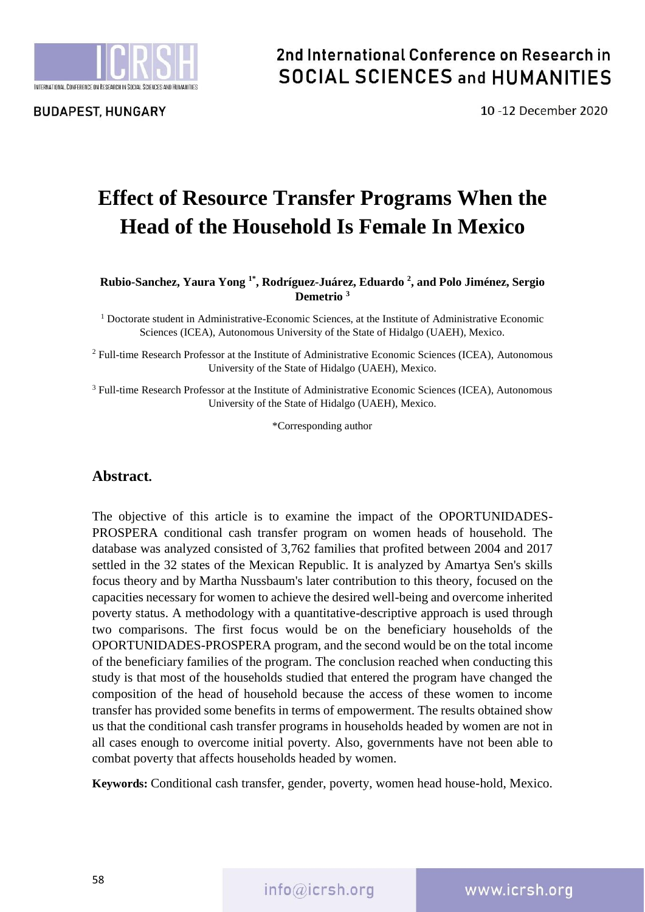# Effect of Resource Transfer Programs When the Head of the Household Is Female In Mexico

**Rubio-Sanchez, Yaura Yong [1*], Rodríguez-Juárez, Eduardo [2], and Polo Jiménez, Sergio Demetrio [3]**

[1] Doctorate student in Administrative-Economic Sciences, at the Institute of Administrative Economic Sciences (ICEA), Autonomous University of the State of Hidalgo (UAEH), Mexico.

[2] Full-time Research Professor at the Institute of Administrative Economic Sciences (ICEA), Autonomous University of the State of Hidalgo (UAEH), Mexico.

[3] Full-time Research Professor at the Institute of Administrative Economic Sciences (ICEA), Autonomous University of the State of Hidalgo (UAEH), Mexico.

*Corresponding author

## Abstract.

The objective of this article is to examine the impact of the OPORTUNIDADES-PROSPERA conditional cash transfer program on women heads of household. The database was analyzed consisted of 3,762 families that profited between 2004 and 2017 settled in the 32 states of the Mexican Republic. It is analyzed by Amartya Sen's skills focus theory and by Martha Nussbaum's later contribution to this theory, focused on the capacities necessary for women to achieve the desired well-being and overcome inherited poverty status. A methodology with a quantitative-descriptive approach is used through two comparisons. The first focus would be on the beneficiary households of the OPORTUNIDADES-PROSPERA program, and the second would be on the total income of the beneficiary families of the program. The conclusion reached when conducting this study is that most of the households studied that entered the program have changed the composition of the head of household because the access of these women to income transfer has provided some benefits in terms of empowerment. The results obtained show us that the conditional cash transfer programs in households headed by women are not in all cases enough to overcome initial poverty. Also, governments have not been able to combat poverty that affects households headed by women.

**Keywords:** Conditional cash transfer, gender, poverty, women head house-hold, Mexico.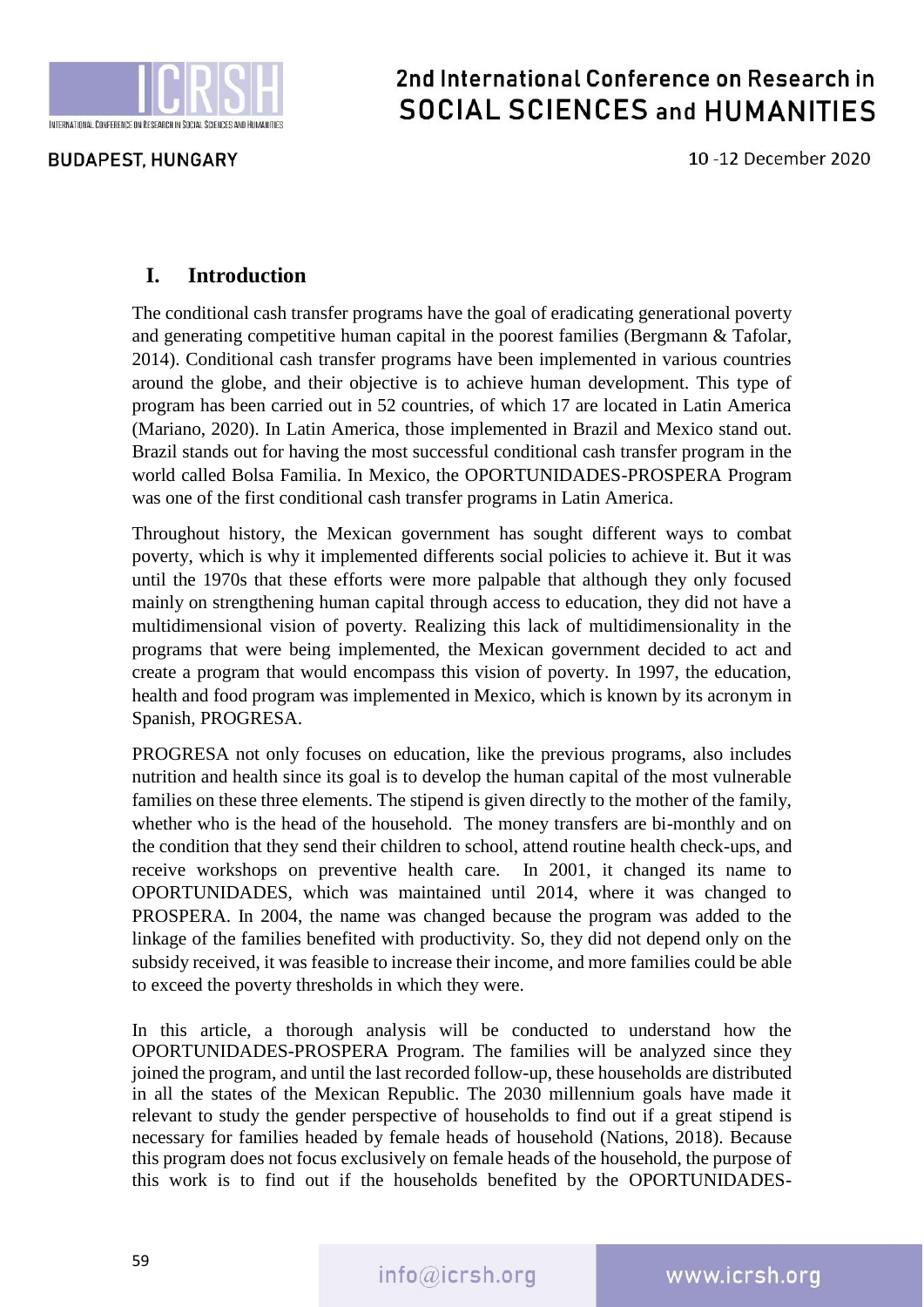## I. Introduction

The conditional cash transfer programs have the goal of eradicating generational poverty and generating competitive human capital in the poorest families (Bergmann & Tafolar, 2014). Conditional cash transfer programs have been implemented in various countries around the globe, and their objective is to achieve human development. This type of program has been carried out in 52 countries, of which 17 are located in Latin America (Mariano, 2020). In Latin America, those implemented in Brazil and Mexico stand out. Brazil stands out for having the most successful conditional cash transfer program in the world called Bolsa Familia. In Mexico, the OPORTUNIDADES-PROSPERA Program was one of the first conditional cash transfer programs in Latin America.

Throughout history, the Mexican government has sought different ways to combat poverty, which is why it implemented differents social policies to achieve it. But it was until the 1970s that these efforts were more palpable that although they only focused mainly on strengthening human capital through access to education, they did not have a multidimensional vision of poverty. Realizing this lack of multidimensionality in the programs that were being implemented, the Mexican government decided to act and create a program that would encompass this vision of poverty. In 1997, the education, health and food program was implemented in Mexico, which is known by its acronym in Spanish, PROGRESA.

PROGRESA not only focuses on education, like the previous programs, also includes nutrition and health since its goal is to develop the human capital of the most vulnerable families on these three elements. The stipend is given directly to the mother of the family, whether who is the head of the household. The money transfers are bi-monthly and on the condition that they send their children to school, attend routine health check-ups, and receive workshops on preventive health care. In 2001, it changed its name to OPORTUNIDADES, which was maintained until 2014, where it was changed to PROSPERA. In 2004, the name was changed because the program was added to the linkage of the families benefited with productivity. So, they did not depend only on the subsidy received, it was feasible to increase their income, and more families could be able to exceed the poverty thresholds in which they were.

In this article, a thorough analysis will be conducted to understand how the OPORTUNIDADES-PROSPERA Program. The families will be analyzed since they joined the program, and until the last recorded follow-up, these households are distributed in all the states of the Mexican Republic. The 2030 millennium goals have made it relevant to study the gender perspective of households to find out if a great stipend is necessary for families headed by female heads of household (Nations, 2018). Because this program does not focus exclusively on female heads of the household, the purpose of this work is to find out if the households benefited by the OPORTUNIDADES-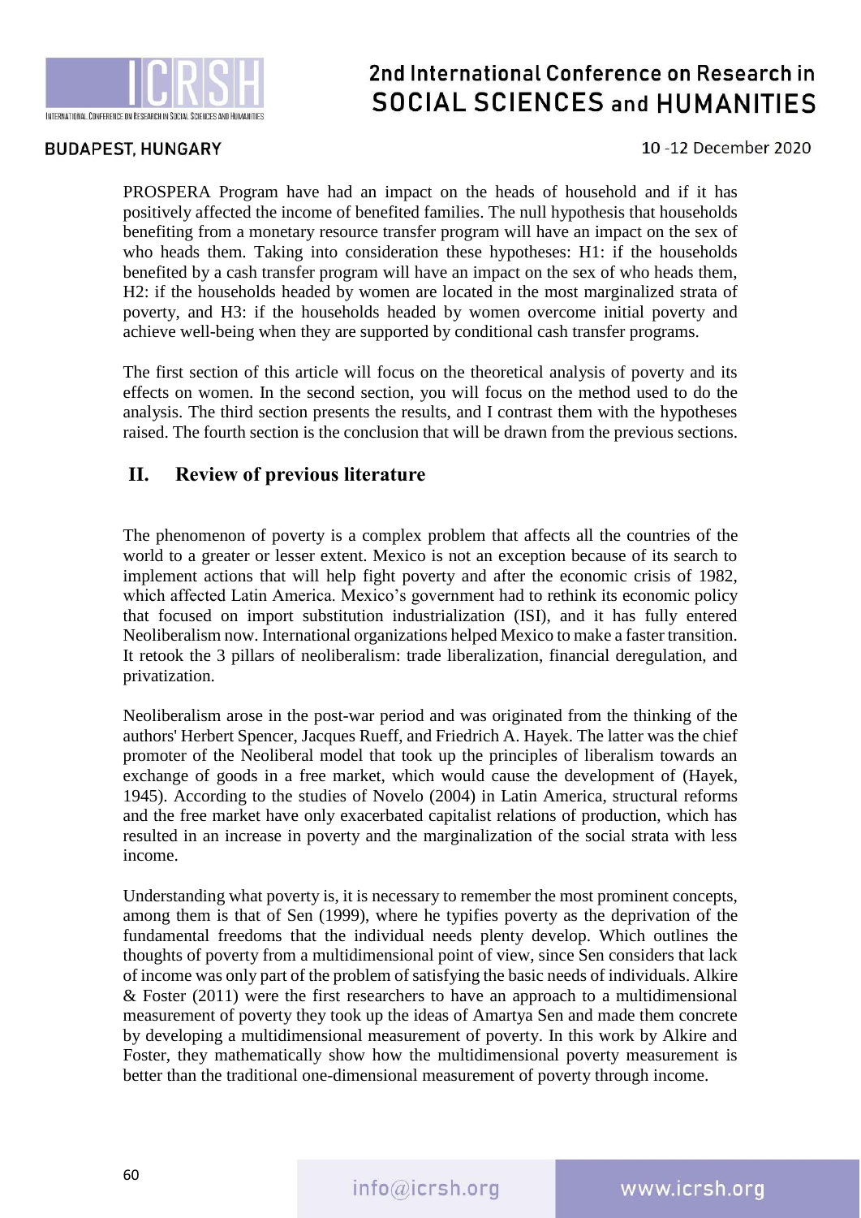PROSPERA Program have had an impact on the heads of household and if it has positively affected the income of benefited families. The null hypothesis that households benefiting from a monetary resource transfer program will have an impact on the sex of who heads them. Taking into consideration these hypotheses: H1: if the households benefited by a cash transfer program will have an impact on the sex of who heads them, H2: if the households headed by women are located in the most marginalized strata of poverty, and H3: if the households headed by women overcome initial poverty and achieve well-being when they are supported by conditional cash transfer programs.

The first section of this article will focus on the theoretical analysis of poverty and its effects on women. In the second section, you will focus on the method used to do the analysis. The third section presents the results, and I contrast them with the hypotheses raised. The fourth section is the conclusion that will be drawn from the previous sections.

## II. Review of previous literature

The phenomenon of poverty is a complex problem that affects all the countries of the world to a greater or lesser extent. Mexico is not an exception because of its search to implement actions that will help fight poverty and after the economic crisis of 1982, which affected Latin America. Mexico's government had to rethink its economic policy that focused on import substitution industrialization (ISI), and it has fully entered Neoliberalism now. International organizations helped Mexico to make a faster transition. It retook the 3 pillars of neoliberalism: trade liberalization, financial deregulation, and privatization.

Neoliberalism arose in the post-war period and was originated from the thinking of the authors' Herbert Spencer, Jacques Rueff, and Friedrich A. Hayek. The latter was the chief promoter of the Neoliberal model that took up the principles of liberalism towards an exchange of goods in a free market, which would cause the development of (Hayek, 1945). According to the studies of Novelo (2004) in Latin America, structural reforms and the free market have only exacerbated capitalist relations of production, which has resulted in an increase in poverty and the marginalization of the social strata with less income.

Understanding what poverty is, it is necessary to remember the most prominent concepts, among them is that of Sen (1999), where he typifies poverty as the deprivation of the fundamental freedoms that the individual needs plenty develop. Which outlines the thoughts of poverty from a multidimensional point of view, since Sen considers that lack of income was only part of the problem of satisfying the basic needs of individuals. Alkire & Foster (2011) were the first researchers to have an approach to a multidimensional measurement of poverty they took up the ideas of Amartya Sen and made them concrete by developing a multidimensional measurement of poverty. In this work by Alkire and Foster, they mathematically show how the multidimensional poverty measurement is better than the traditional one-dimensional measurement of poverty through income.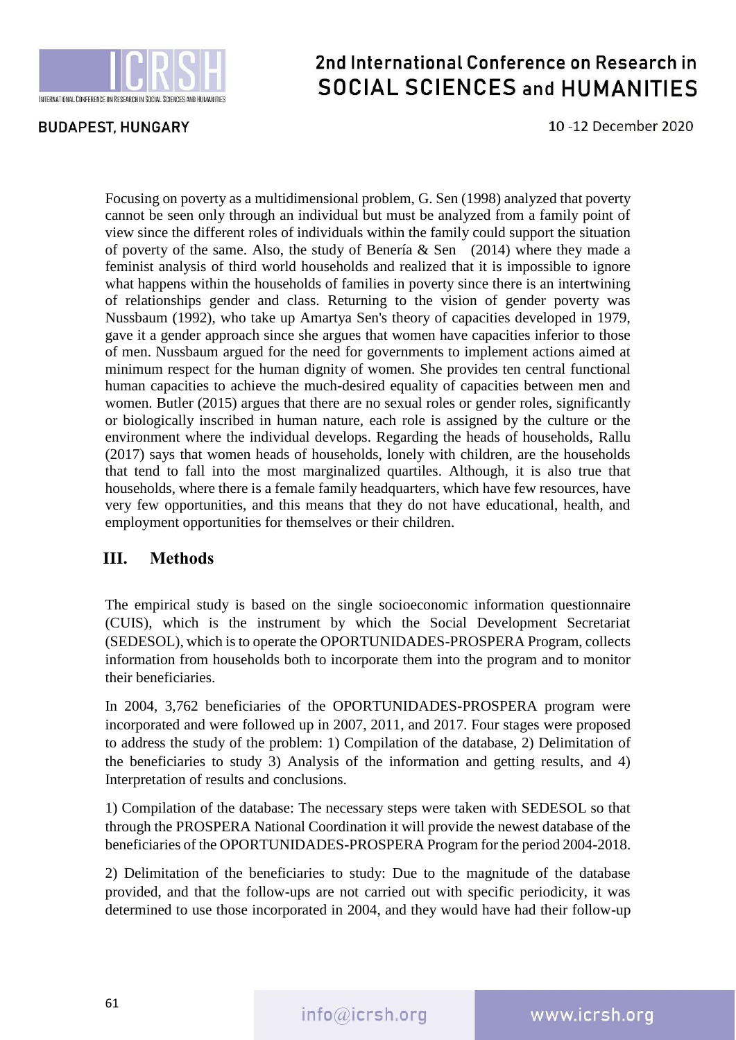Focusing on poverty as a multidimensional problem, G. Sen (1998) analyzed that poverty cannot be seen only through an individual but must be analyzed from a family point of view since the different roles of individuals within the family could support the situation of poverty of the same. Also, the study of Benería & Sen (2014) where they made a feminist analysis of third world households and realized that it is impossible to ignore what happens within the households of families in poverty since there is an intertwining of relationships gender and class. Returning to the vision of gender poverty was Nussbaum (1992), who take up Amartya Sen's theory of capacities developed in 1979, gave it a gender approach since she argues that women have capacities inferior to those of men. Nussbaum argued for the need for governments to implement actions aimed at minimum respect for the human dignity of women. She provides ten central functional human capacities to achieve the much-desired equality of capacities between men and women. Butler (2015) argues that there are no sexual roles or gender roles, significantly or biologically inscribed in human nature, each role is assigned by the culture or the environment where the individual develops. Regarding the heads of households, Rallu (2017) says that women heads of households, lonely with children, are the households that tend to fall into the most marginalized quartiles. Although, it is also true that households, where there is a female family headquarters, which have few resources, have very few opportunities, and this means that they do not have educational, health, and employment opportunities for themselves or their children.

## III. Methods

The empirical study is based on the single socioeconomic information questionnaire (CUIS), which is the instrument by which the Social Development Secretariat (SEDESOL), which is to operate the OPORTUNIDADES-PROSPERA Program, collects information from households both to incorporate them into the program and to monitor their beneficiaries.

In 2004, 3,762 beneficiaries of the OPORTUNIDADES-PROSPERA program were incorporated and were followed up in 2007, 2011, and 2017. Four stages were proposed to address the study of the problem: 1) Compilation of the database, 2) Delimitation of the beneficiaries to study 3) Analysis of the information and getting results, and 4) Interpretation of results and conclusions.

1) Compilation of the database: The necessary steps were taken with SEDESOL so that through the PROSPERA National Coordination it will provide the newest database of the beneficiaries of the OPORTUNIDADES-PROSPERA Program for the period 2004-2018.

2) Delimitation of the beneficiaries to study: Due to the magnitude of the database provided, and that the follow-ups are not carried out with specific periodicity, it was determined to use those incorporated in 2004, and they would have had their follow-up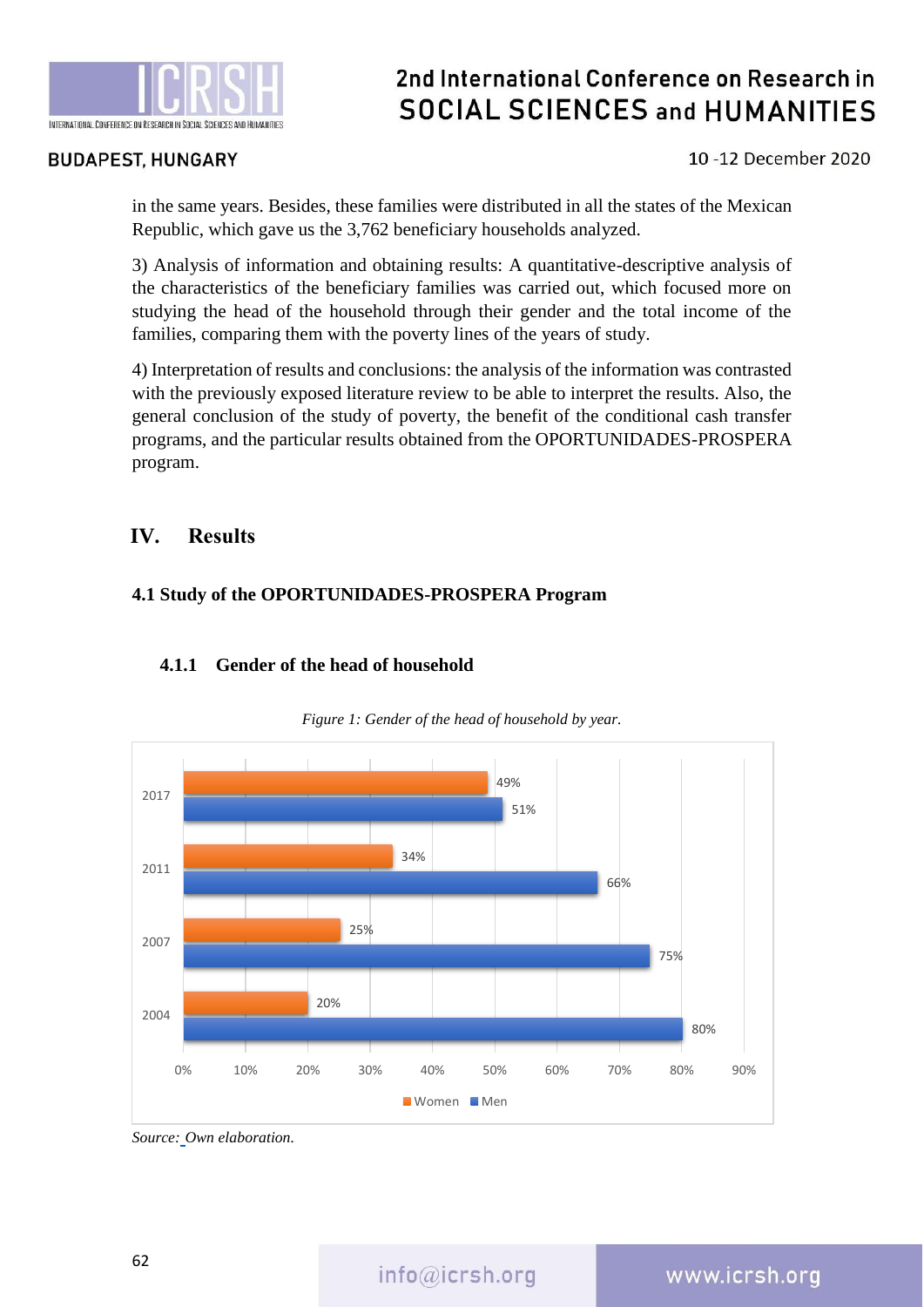in the same years. Besides, these families were distributed in all the states of the Mexican Republic, which gave us the 3,762 beneficiary households analyzed.

3) Analysis of information and obtaining results: A quantitative-descriptive analysis of the characteristics of the beneficiary families was carried out, which focused more on studying the head of the household through their gender and the total income of the families, comparing them with the poverty lines of the years of study.

4) Interpretation of results and conclusions: the analysis of the information was contrasted with the previously exposed literature review to be able to interpret the results. Also, the general conclusion of the study of poverty, the benefit of the conditional cash transfer programs, and the particular results obtained from the OPORTUNIDADES-PROSPERA program.

## IV. Results

### 4.1 Study of the OPORTUNIDADES-PROSPERA Program

#### 4.1.1 Gender of the head of household

*Figure 1: Gender of the head of household by year.*

| Year | Women | Men |
|---|---|---|
| 2017 | 49% | 51% |
| 2011 | 34% | 66% |
| 2007 | 25% | 75% |
| 2004 | 20% | 80% |

*Source: Own elaboration.*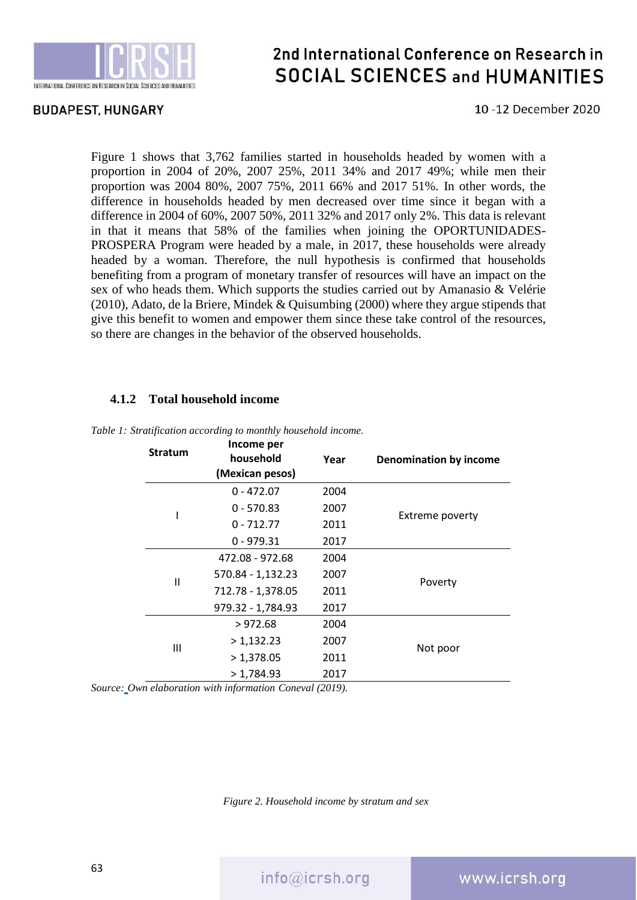Figure 1 shows that 3,762 families started in households headed by women with a proportion in 2004 of 20%, 2007 25%, 2011 34% and 2017 49%; while men their proportion was 2004 80%, 2007 75%, 2011 66% and 2017 51%. In other words, the difference in households headed by men decreased over time since it began with a difference in 2004 of 60%, 2007 50%, 2011 32% and 2017 only 2%. This data is relevant in that it means that 58% of the families when joining the OPORTUNIDADES-PROSPERA Program were headed by a male, in 2017, these households were already headed by a woman. Therefore, the null hypothesis is confirmed that households benefiting from a program of monetary transfer of resources will have an impact on the sex of who heads them. Which supports the studies carried out by Amanasio & Velérie (2010), Adato, de la Briere, Mindek & Quisumbing (2000) where they argue stipends that give this benefit to women and empower them since these take control of the resources, so there are changes in the behavior of the observed households.

### 4.1.2 Total household income

*Table 1: Stratification according to monthly household income.*

| Stratum | Income per household (Mexican pesos) | Year | Denomination by income |
|---|---|---|---|
| I | 0 - 472.07 | 2004 | Extreme poverty |
| | 0 - 570.83 | 2007 | |
| | 0 - 712.77 | 2011 | |
| | 0 - 979.31 | 2017 | |
| II | 472.08 - 972.68 | 2004 | Poverty |
| | 570.84 - 1,132.23 | 2007 | |
| | 712.78 - 1,378.05 | 2011 | |
| | 979.32 - 1,784.93 | 2017 | |
| III | > 972.68 | 2004 | Not poor |
| | > 1,132.23 | 2007 | |
| | > 1,378.05 | 2011 | |
| | > 1,784.93 | 2017 | |

*Source: Own elaboration with information Coneval (2019).*

*Figure 2. Household income by stratum and sex*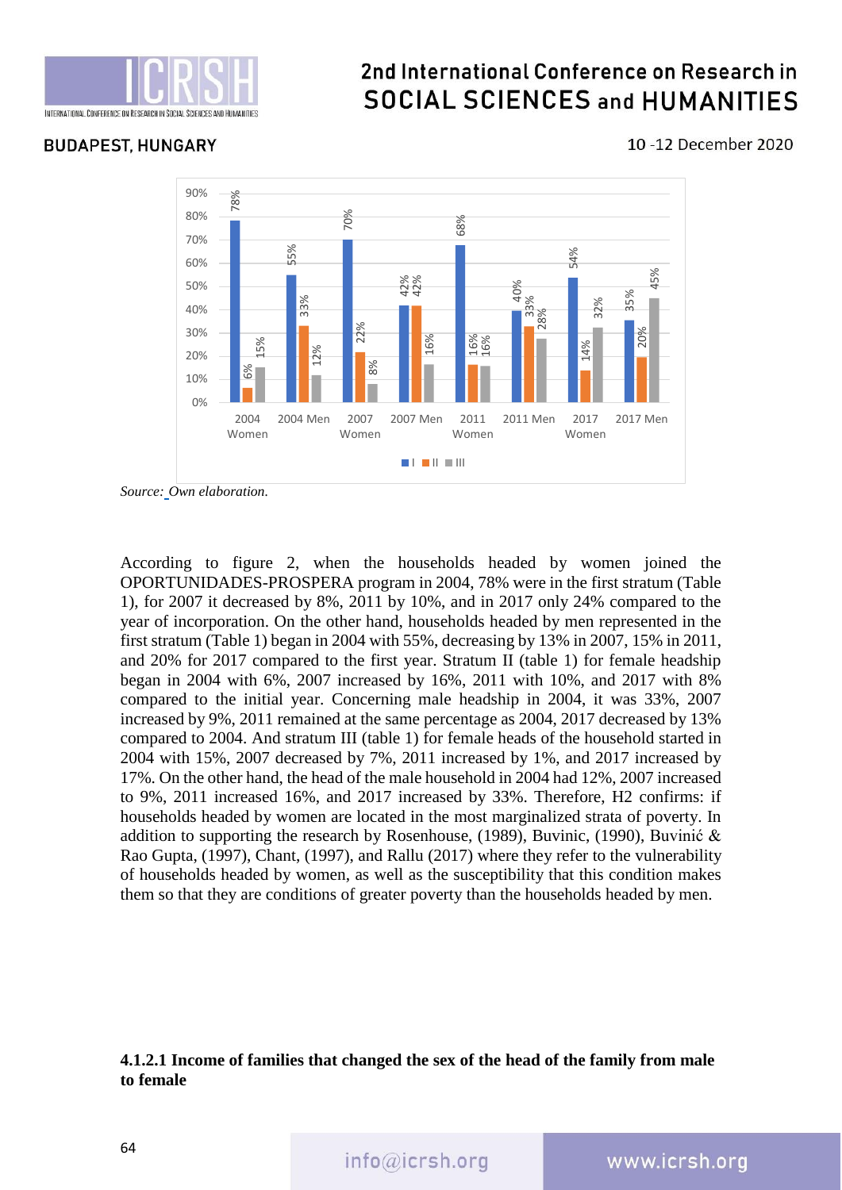| | I | II | III |
|---|---|---|---|
| 2004 Women | 78% | 6% | 15% |
| 2004 Men | 55% | 33% | 12% |
| 2007 Women | 70% | 22% | 8% |
| 2007 Men | 42% | 42% | 16% |
| 2011 Women | 68% | 16% | 16% |
| 2011 Men | 40% | 33% | 28% |
| 2017 Women | 54% | 14% | 32% |
| 2017 Men | 35% | 20% | 45% |

*Source: Own elaboration.*

According to figure 2, when the households headed by women joined the OPORTUNIDADES-PROSPERA program in 2004, 78% were in the first stratum (Table 1), for 2007 it decreased by 8%, 2011 by 10%, and in 2017 only 24% compared to the year of incorporation. On the other hand, households headed by men represented in the first stratum (Table 1) began in 2004 with 55%, decreasing by 13% in 2007, 15% in 2011, and 20% for 2017 compared to the first year. Stratum II (table 1) for female headship began in 2004 with 6%, 2007 increased by 16%, 2011 with 10%, and 2017 with 8% compared to the initial year. Concerning male headship in 2004, it was 33%, 2007 increased by 9%, 2011 remained at the same percentage as 2004, 2017 decreased by 13% compared to 2004. And stratum III (table 1) for female heads of the household started in 2004 with 15%, 2007 decreased by 7%, 2011 increased by 1%, and 2017 increased by 17%. On the other hand, the head of the male household in 2004 had 12%, 2007 increased to 9%, 2011 increased 16%, and 2017 increased by 33%. Therefore, H2 confirms: if households headed by women are located in the most marginalized strata of poverty. In addition to supporting the research by Rosenhouse, (1989), Buvinic, (1990), Buvinić & Rao Gupta, (1997), Chant, (1997), and Rallu (2017) where they refer to the vulnerability of households headed by women, as well as the susceptibility that this condition makes them so that they are conditions of greater poverty than the households headed by men.

#### 4.1.2.1 Income of families that changed the sex of the head of the family from male to female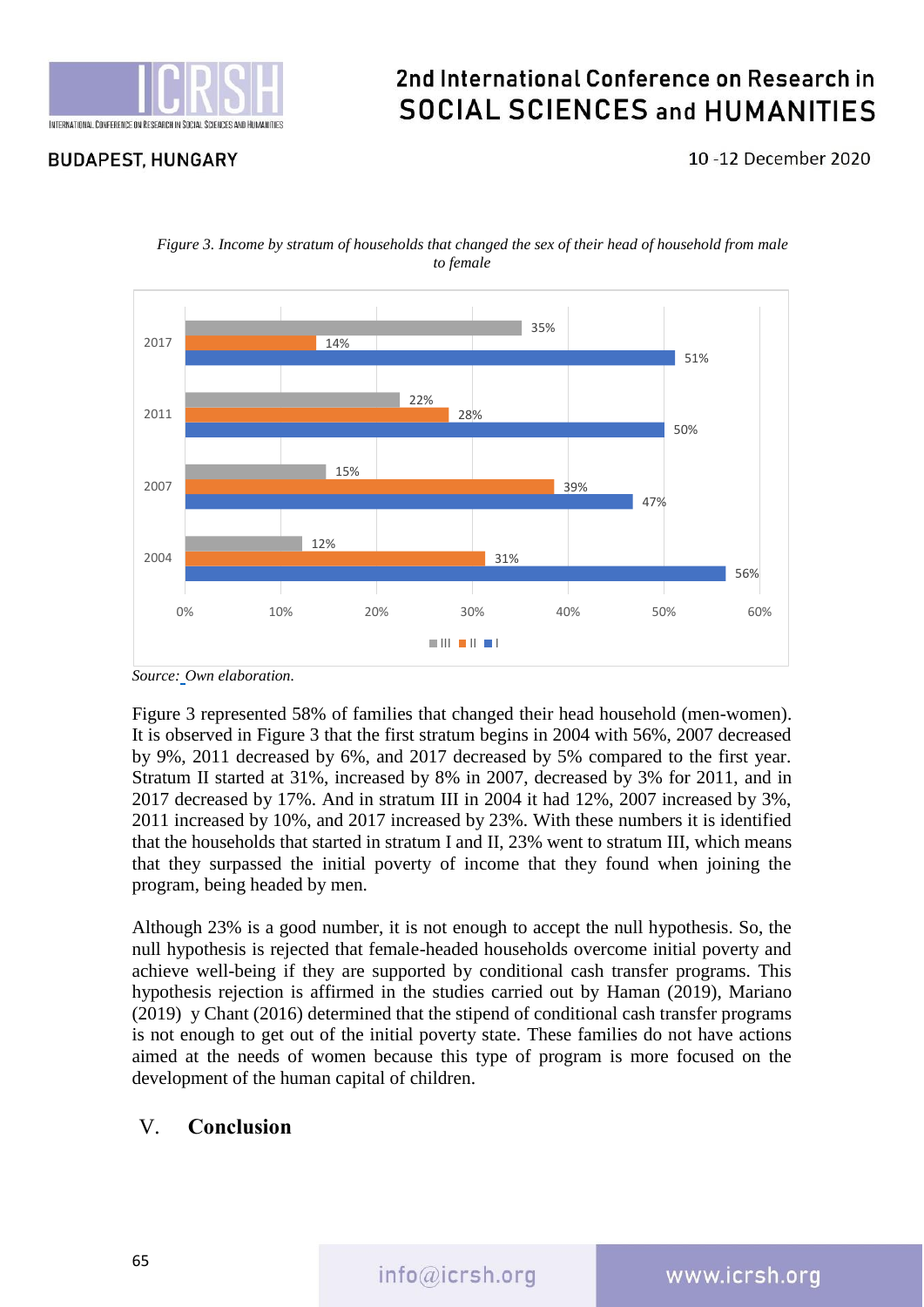*Figure 3. Income by stratum of households that changed the sex of their head of household from male to female*

| Year | III | II | I |
|---|---|---|---|
| 2017 | 35% | 14% | 51% |
| 2011 | 22% | 28% | 50% |
| 2007 | 15% | 39% | 47% |
| 2004 | 12% | 31% | 56% |

*Source: Own elaboration.*

Figure 3 represented 58% of families that changed their head household (men-women). It is observed in Figure 3 that the first stratum begins in 2004 with 56%, 2007 decreased by 9%, 2011 decreased by 6%, and 2017 decreased by 5% compared to the first year. Stratum II started at 31%, increased by 8% in 2007, decreased by 3% for 2011, and in 2017 decreased by 17%. And in stratum III in 2004 it had 12%, 2007 increased by 3%, 2011 increased by 10%, and 2017 increased by 23%. With these numbers it is identified that the households that started in stratum I and II, 23% went to stratum III, which means that they surpassed the initial poverty of income that they found when joining the program, being headed by men.

Although 23% is a good number, it is not enough to accept the null hypothesis. So, the null hypothesis is rejected that female-headed households overcome initial poverty and achieve well-being if they are supported by conditional cash transfer programs. This hypothesis rejection is affirmed in the studies carried out by Haman (2019), Mariano (2019) y Chant (2016) determined that the stipend of conditional cash transfer programs is not enough to get out of the initial poverty state. These families do not have actions aimed at the needs of women because this type of program is more focused on the development of the human capital of children.

## V. Conclusion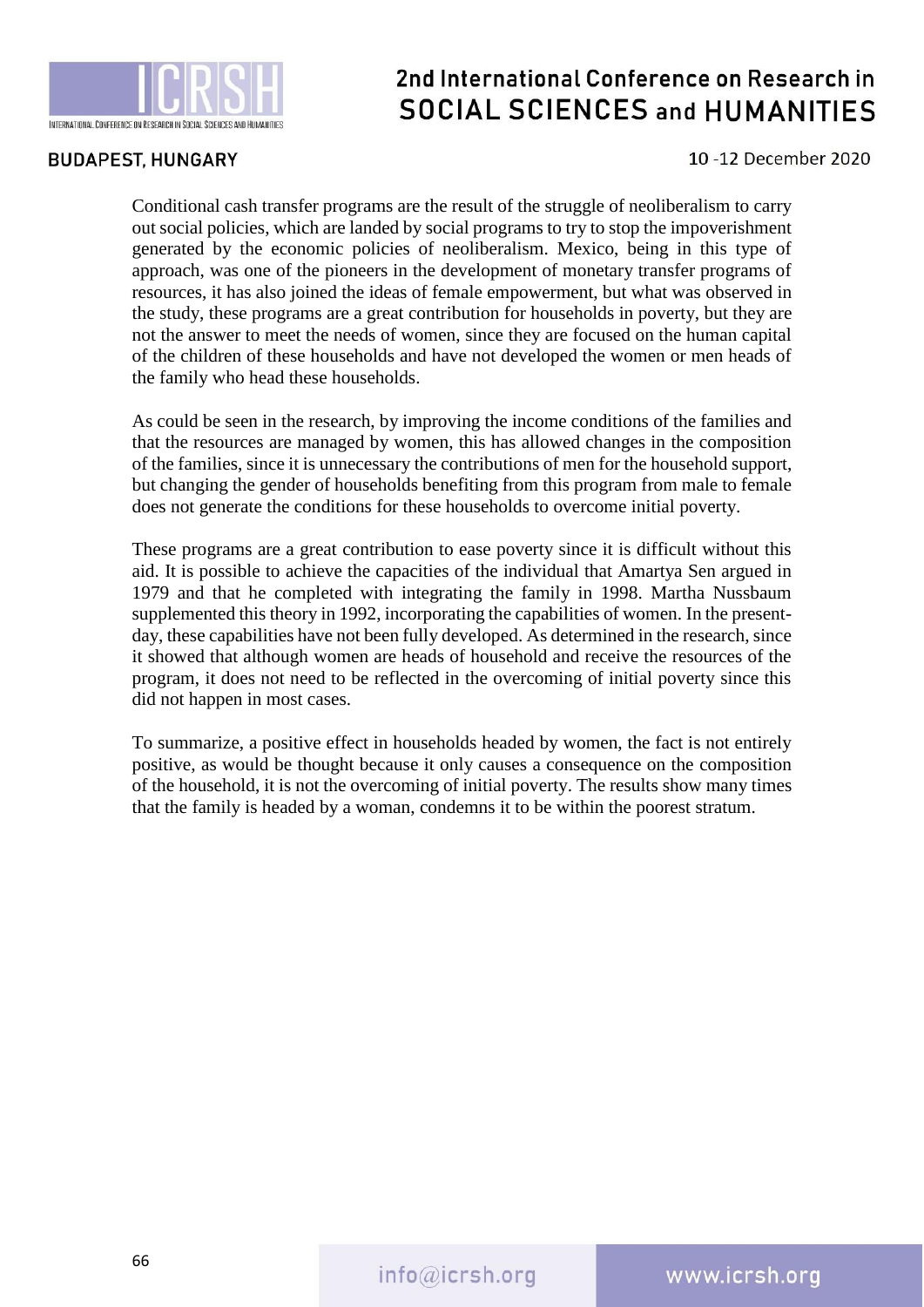Conditional cash transfer programs are the result of the struggle of neoliberalism to carry out social policies, which are landed by social programs to try to stop the impoverishment generated by the economic policies of neoliberalism. Mexico, being in this type of approach, was one of the pioneers in the development of monetary transfer programs of resources, it has also joined the ideas of female empowerment, but what was observed in the study, these programs are a great contribution for households in poverty, but they are not the answer to meet the needs of women, since they are focused on the human capital of the children of these households and have not developed the women or men heads of the family who head these households.

As could be seen in the research, by improving the income conditions of the families and that the resources are managed by women, this has allowed changes in the composition of the families, since it is unnecessary the contributions of men for the household support, but changing the gender of households benefiting from this program from male to female does not generate the conditions for these households to overcome initial poverty.

These programs are a great contribution to ease poverty since it is difficult without this aid. It is possible to achieve the capacities of the individual that Amartya Sen argued in 1979 and that he completed with integrating the family in 1998. Martha Nussbaum supplemented this theory in 1992, incorporating the capabilities of women. In the present-day, these capabilities have not been fully developed. As determined in the research, since it showed that although women are heads of household and receive the resources of the program, it does not need to be reflected in the overcoming of initial poverty since this did not happen in most cases.

To summarize, a positive effect in households headed by women, the fact is not entirely positive, as would be thought because it only causes a consequence on the composition of the household, it is not the overcoming of initial poverty. The results show many times that the family is headed by a woman, condemns it to be within the poorest stratum.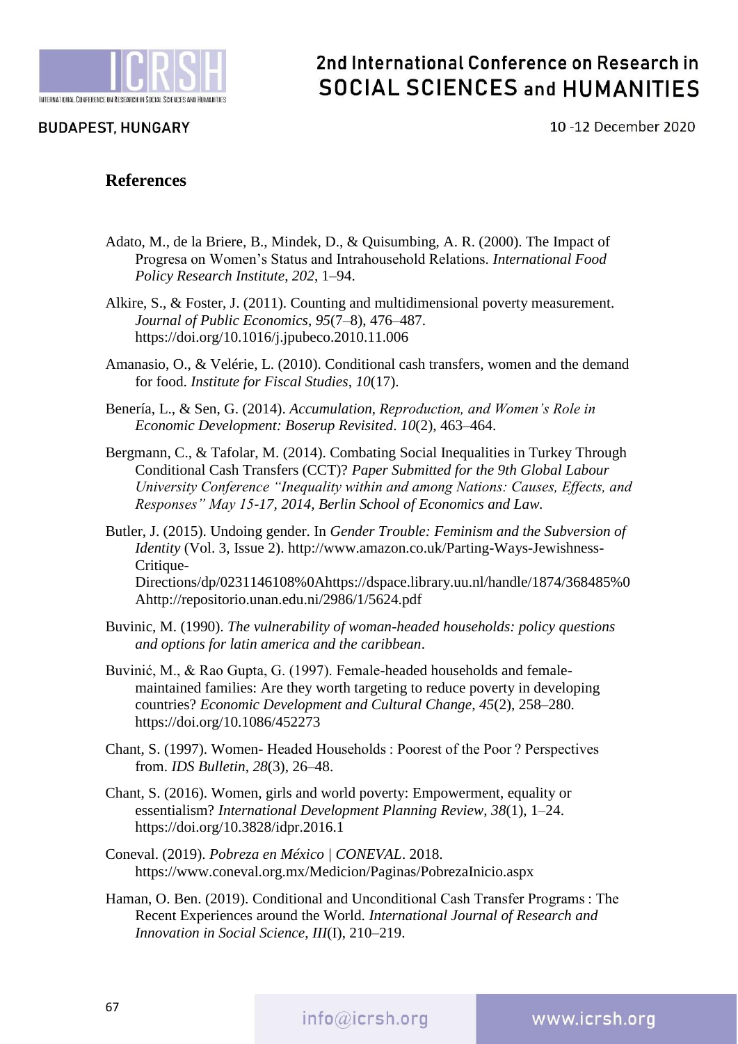## References

Adato, M., de la Briere, B., Mindek, D., & Quisumbing, A. R. (2000). The Impact of Progresa on Women's Status and Intrahousehold Relations. *International Food Policy Research Institute*, *202*, 1–94.

Alkire, S., & Foster, J. (2011). Counting and multidimensional poverty measurement. *Journal of Public Economics*, *95*(7–8), 476–487. https://doi.org/10.1016/j.jpubeco.2010.11.006

Amanasio, O., & Velérie, L. (2010). Conditional cash transfers, women and the demand for food. *Institute for Fiscal Studies*, *10*(17).

Benería, L., & Sen, G. (2014). *Accumulation, Reproduction, and Women's Role in Economic Development: Boserup Revisited*. *10*(2), 463–464.

Bergmann, C., & Tafolar, M. (2014). Combating Social Inequalities in Turkey Through Conditional Cash Transfers (CCT)? *Paper Submitted for the 9th Global Labour University Conference "Inequality within and among Nations: Causes, Effects, and Responses" May 15-17, 2014, Berlin School of Economics and Law*.

Butler, J. (2015). Undoing gender. In *Gender Trouble: Feminism and the Subversion of Identity* (Vol. 3, Issue 2). http://www.amazon.co.uk/Parting-Ways-Jewishness-Critique-Directions/dp/0231146108%0Ahttps://dspace.library.uu.nl/handle/1874/368485%0Ahttp://repositorio.unan.edu.ni/2986/1/5624.pdf

Buvinic, M. (1990). *The vulnerability of woman-headed households: policy questions and options for latin america and the caribbean*.

Buvinić, M., & Rao Gupta, G. (1997). Female-headed households and female-maintained families: Are they worth targeting to reduce poverty in developing countries? *Economic Development and Cultural Change*, *45*(2), 258–280. https://doi.org/10.1086/452273

Chant, S. (1997). Women- Headed Households : Poorest of the Poor ? Perspectives from. *IDS Bulletin*, *28*(3), 26–48.

Chant, S. (2016). Women, girls and world poverty: Empowerment, equality or essentialism? *International Development Planning Review*, *38*(1), 1–24. https://doi.org/10.3828/idpr.2016.1

Coneval. (2019). *Pobreza en México | CONEVAL*. 2018. https://www.coneval.org.mx/Medicion/Paginas/PobrezaInicio.aspx

Haman, O. Ben. (2019). Conditional and Unconditional Cash Transfer Programs : The Recent Experiences around the World. *International Journal of Research and Innovation in Social Science*, *III*(I), 210–219.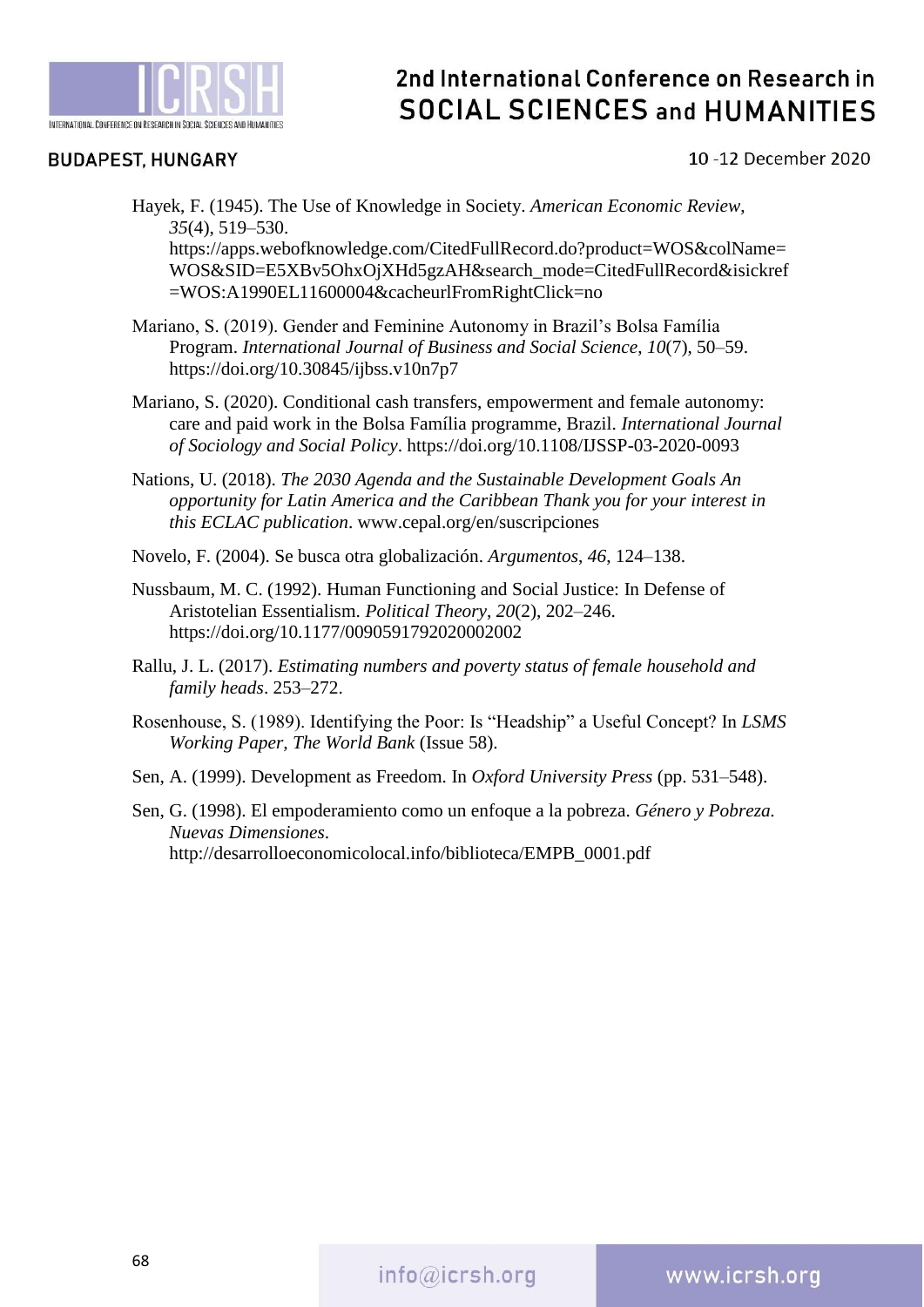Hayek, F. (1945). The Use of Knowledge in Society. *American Economic Review*, *35*(4), 519–530. https://apps.webofknowledge.com/CitedFullRecord.do?product=WOS&colName=WOS&SID=E5XBv5OhxOjXHd5gzAH&search_mode=CitedFullRecord&isickref=WOS:A1990EL11600004&cacheurlFromRightClick=no

Mariano, S. (2019). Gender and Feminine Autonomy in Brazil's Bolsa Família Program. *International Journal of Business and Social Science*, *10*(7), 50–59. https://doi.org/10.30845/ijbss.v10n7p7

Mariano, S. (2020). Conditional cash transfers, empowerment and female autonomy: care and paid work in the Bolsa Família programme, Brazil. *International Journal of Sociology and Social Policy*. https://doi.org/10.1108/IJSSP-03-2020-0093

Nations, U. (2018). *The 2030 Agenda and the Sustainable Development Goals An opportunity for Latin America and the Caribbean Thank you for your interest in this ECLAC publication*. www.cepal.org/en/suscripciones

Novelo, F. (2004). Se busca otra globalización. *Argumentos*, *46*, 124–138.

Nussbaum, M. C. (1992). Human Functioning and Social Justice: In Defense of Aristotelian Essentialism. *Political Theory*, *20*(2), 202–246. https://doi.org/10.1177/0090591792020002002

Rallu, J. L. (2017). *Estimating numbers and poverty status of female household and family heads*. 253–272.

Rosenhouse, S. (1989). Identifying the Poor: Is "Headship" a Useful Concept? In *LSMS Working Paper, The World Bank* (Issue 58).

Sen, A. (1999). Development as Freedom. In *Oxford University Press* (pp. 531–548).

Sen, G. (1998). El empoderamiento como un enfoque a la pobreza. *Género y Pobreza. Nuevas Dimensiones*. http://desarrolloeconomicolocal.info/biblioteca/EMPB_0001.pdf